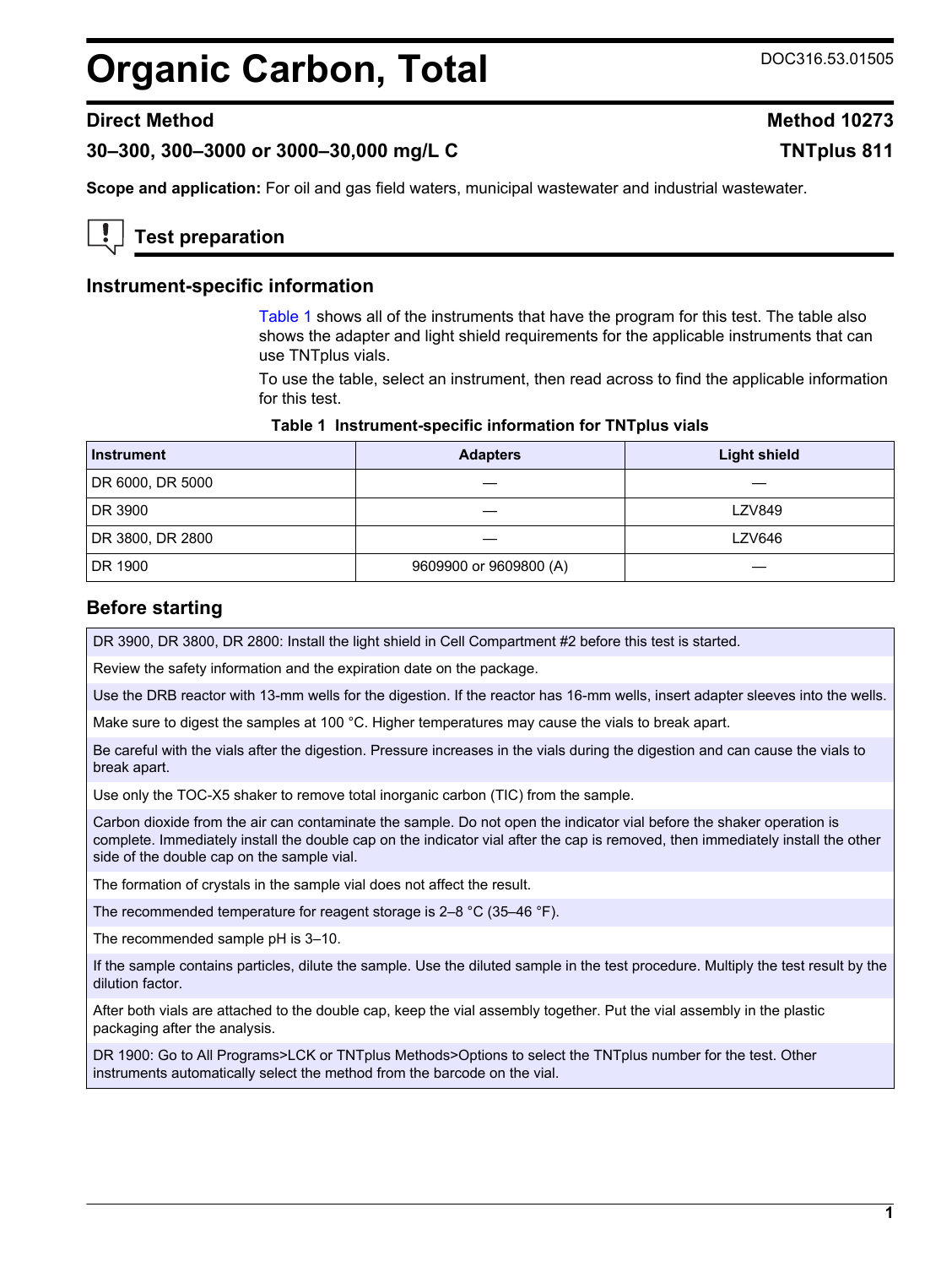# Organic Carbon, Total

DOC316.53.01505

## Direct Method

**Method 10273**

**30–300, 300–3000 or 3000–30,000 mg/L C**

**TNTplus 811**

**Scope and application:** For oil and gas field waters, municipal wastewater and industrial wastewater.

## Test preparation

### Instrument-specific information

Table 1 shows all of the instruments that have the program for this test. The table also shows the adapter and light shield requirements for the applicable instruments that can use TNTplus vials.

To use the table, select an instrument, then read across to find the applicable information for this test.

**Table 1 Instrument-specific information for TNTplus vials**

| Instrument | Adapters | Light shield |
|---|---|---|
| DR 6000, DR 5000 | — | — |
| DR 3900 | — | LZV849 |
| DR 3800, DR 2800 | — | LZV646 |
| DR 1900 | 9609900 or 9609800 (A) | — |

### Before starting

DR 3900, DR 3800, DR 2800: Install the light shield in Cell Compartment #2 before this test is started.

Review the safety information and the expiration date on the package.

Use the DRB reactor with 13-mm wells for the digestion. If the reactor has 16-mm wells, insert adapter sleeves into the wells.

Make sure to digest the samples at 100 °C. Higher temperatures may cause the vials to break apart.

Be careful with the vials after the digestion. Pressure increases in the vials during the digestion and can cause the vials to break apart.

Use only the TOC-X5 shaker to remove total inorganic carbon (TIC) from the sample.

Carbon dioxide from the air can contaminate the sample. Do not open the indicator vial before the shaker operation is complete. Immediately install the double cap on the indicator vial after the cap is removed, then immediately install the other side of the double cap on the sample vial.

The formation of crystals in the sample vial does not affect the result.

The recommended temperature for reagent storage is 2–8 °C (35–46 °F).

The recommended sample pH is 3–10.

If the sample contains particles, dilute the sample. Use the diluted sample in the test procedure. Multiply the test result by the dilution factor.

After both vials are attached to the double cap, keep the vial assembly together. Put the vial assembly in the plastic packaging after the analysis.

DR 1900: Go to All Programs>LCK or TNTplus Methods>Options to select the TNTplus number for the test. Other instruments automatically select the method from the barcode on the vial.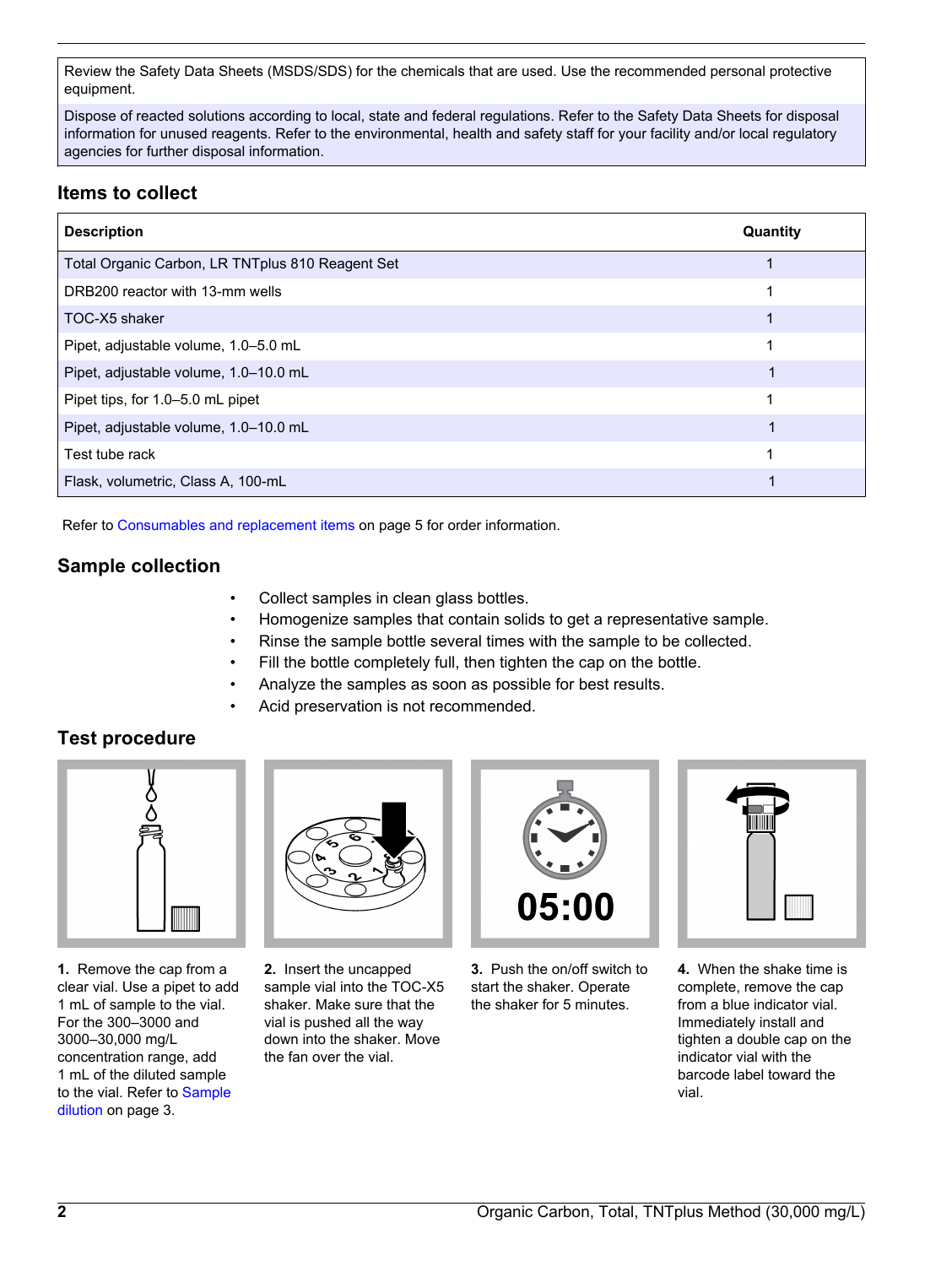| Review the Safety Data Sheets (MSDS/SDS) for the chemicals that are used. Use the recommended personal protective equipment. |
|---|
| Dispose of reacted solutions according to local, state and federal regulations. Refer to the Safety Data Sheets for disposal information for unused reagents. Refer to the environmental, health and safety staff for your facility and/or local regulatory agencies for further disposal information. |

## Items to collect

| Description | Quantity |
|---|---|
| Total Organic Carbon, LR TNTplus 810 Reagent Set | 1 |
| DRB200 reactor with 13-mm wells | 1 |
| TOC-X5 shaker | 1 |
| Pipet, adjustable volume, 1.0–5.0 mL | 1 |
| Pipet, adjustable volume, 1.0–10.0 mL | 1 |
| Pipet tips, for 1.0–5.0 mL pipet | 1 |
| Pipet, adjustable volume, 1.0–10.0 mL | 1 |
| Test tube rack | 1 |
| Flask, volumetric, Class A, 100-mL | 1 |

Refer to Consumables and replacement items on page 5 for order information.

## Sample collection

- Collect samples in clean glass bottles.
- Homogenize samples that contain solids to get a representative sample.
- Rinse the sample bottle several times with the sample to be collected.
- Fill the bottle completely full, then tighten the cap on the bottle.
- Analyze the samples as soon as possible for best results.
- Acid preservation is not recommended.

## Test procedure

**1.** Remove the cap from a clear vial. Use a pipet to add 1 mL of sample to the vial. For the 300–3000 and 3000–30,000 mg/L concentration range, add 1 mL of the diluted sample to the vial. Refer to Sample dilution on page 3.

**2.** Insert the uncapped sample vial into the TOC-X5 shaker. Make sure that the vial is pushed all the way down into the shaker. Move the fan over the vial.

05:00

**3.** Push the on/off switch to start the shaker. Operate the shaker for 5 minutes.

**4.** When the shake time is complete, remove the cap from a blue indicator vial. Immediately install and tighten a double cap on the indicator vial with the barcode label toward the vial.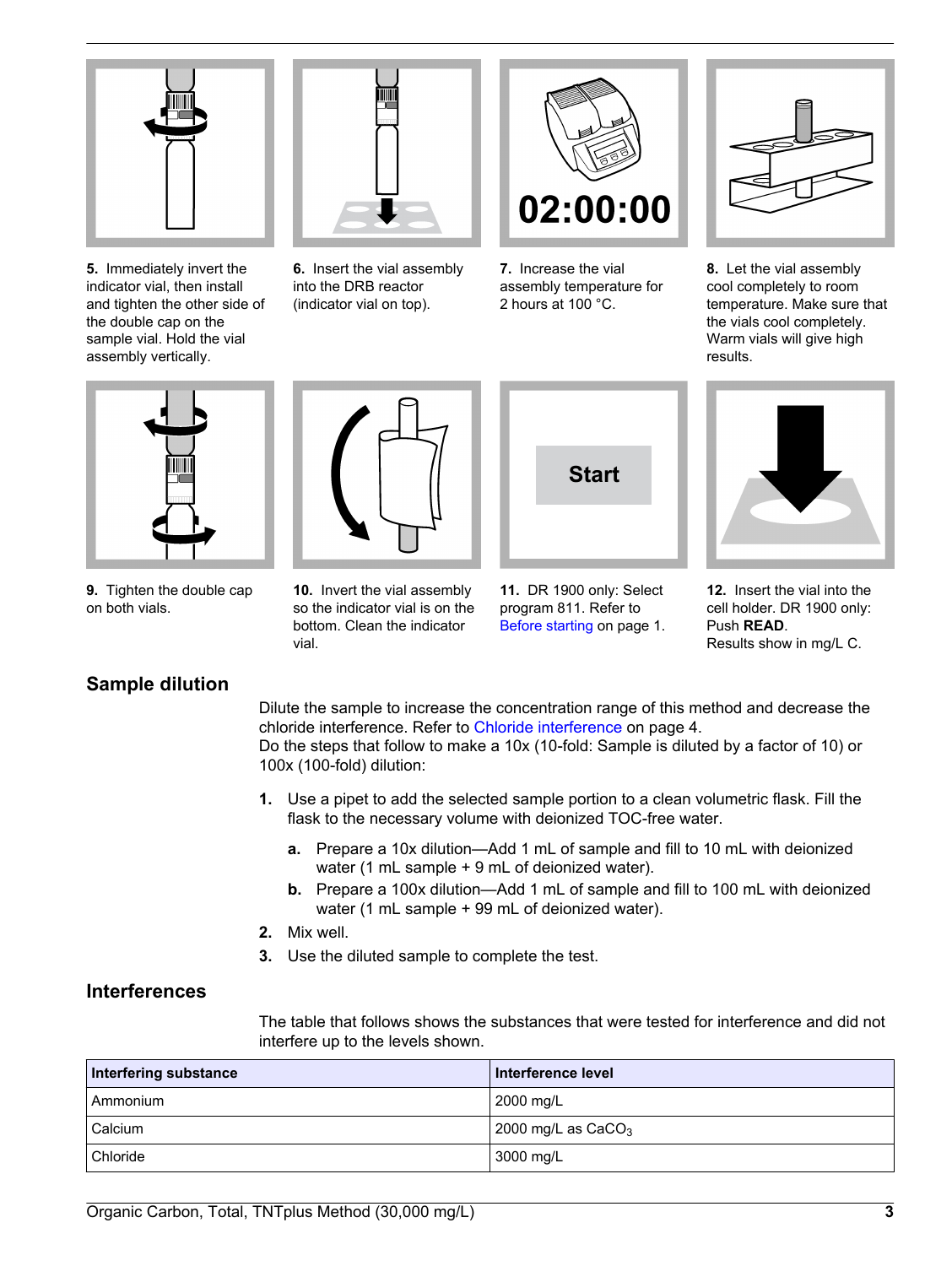5. Immediately invert the indicator vial, then install and tighten the other side of the double cap on the sample vial. Hold the vial assembly vertically.

6. Insert the vial assembly into the DRB reactor (indicator vial on top).

7. Increase the vial assembly temperature for 2 hours at 100 °C.

02:00:00

8. Let the vial assembly cool completely to room temperature. Make sure that the vials cool completely. Warm vials will give high results.

9. Tighten the double cap on both vials.

10. Invert the vial assembly so the indicator vial is on the bottom. Clean the indicator vial.

Start

11. DR 1900 only: Select program 811. Refer to Before starting on page 1.

12. Insert the vial into the cell holder. DR 1900 only: Push **READ**. Results show in mg/L C.

## Sample dilution

Dilute the sample to increase the concentration range of this method and decrease the chloride interference. Refer to Chloride interference on page 4.
Do the steps that follow to make a 10x (10-fold: Sample is diluted by a factor of 10) or 100x (100-fold) dilution:

1. Use a pipet to add the selected sample portion to a clean volumetric flask. Fill the flask to the necessary volume with deionized TOC-free water.
   a. Prepare a 10x dilution—Add 1 mL of sample and fill to 10 mL with deionized water (1 mL sample + 9 mL of deionized water).
   b. Prepare a 100x dilution—Add 1 mL of sample and fill to 100 mL with deionized water (1 mL sample + 99 mL of deionized water).
2. Mix well.
3. Use the diluted sample to complete the test.

## Interferences

The table that follows shows the substances that were tested for interference and did not interfere up to the levels shown.

| Interfering substance | Interference level |
| --- | --- |
| Ammonium | 2000 mg/L |
| Calcium | 2000 mg/L as $CaCO_3$ |
| Chloride | 3000 mg/L |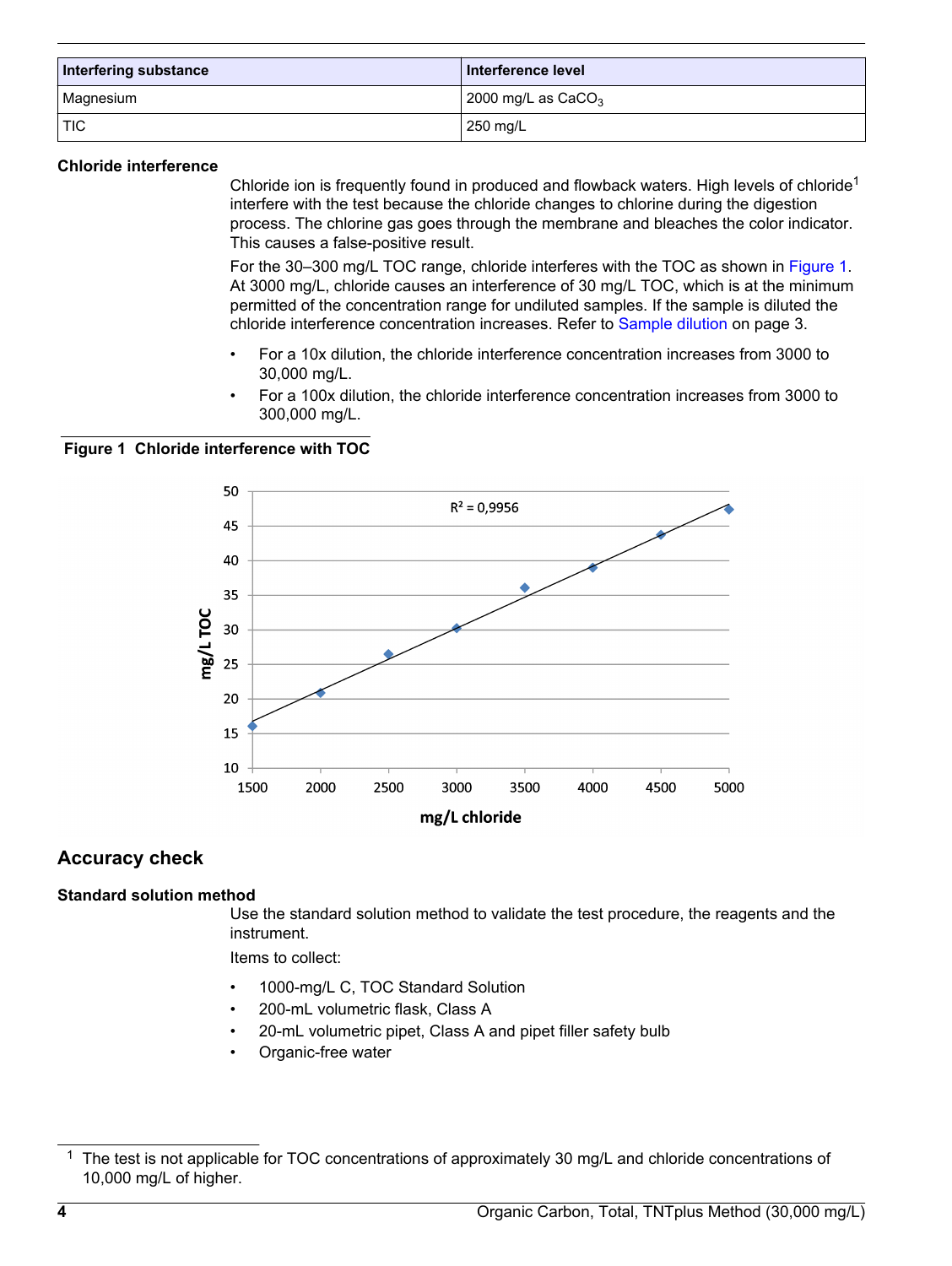| Interfering substance | Interference level |
| --- | --- |
| Magnesium | 2000 mg/L as $CaCO_3$ |
| TIC | 250 mg/L |

### Chloride interference

Chloride ion is frequently found in produced and flowback waters. High levels of chloride[1] interfere with the test because the chloride changes to chlorine during the digestion process. The chlorine gas goes through the membrane and bleaches the color indicator. This causes a false-positive result.

For the 30–300 mg/L TOC range, chloride interferes with the TOC as shown in Figure 1. At 3000 mg/L, chloride causes an interference of 30 mg/L TOC, which is at the minimum permitted of the concentration range for undiluted samples. If the sample is diluted the chloride interference concentration increases. Refer to Sample dilution on page 3.

- For a 10x dilution, the chloride interference concentration increases from 3000 to 30,000 mg/L.
- For a 100x dilution, the chloride interference concentration increases from 3000 to 300,000 mg/L.

**Figure 1 Chloride interference with TOC**

## Accuracy check

### Standard solution method

Use the standard solution method to validate the test procedure, the reagents and the instrument.

Items to collect:

- 1000-mg/L C, TOC Standard Solution
- 200-mL volumetric flask, Class A
- 20-mL volumetric pipet, Class A and pipet filler safety bulb
- Organic-free water

[1] The test is not applicable for TOC concentrations of approximately 30 mg/L and chloride concentrations of 10,000 mg/L of higher.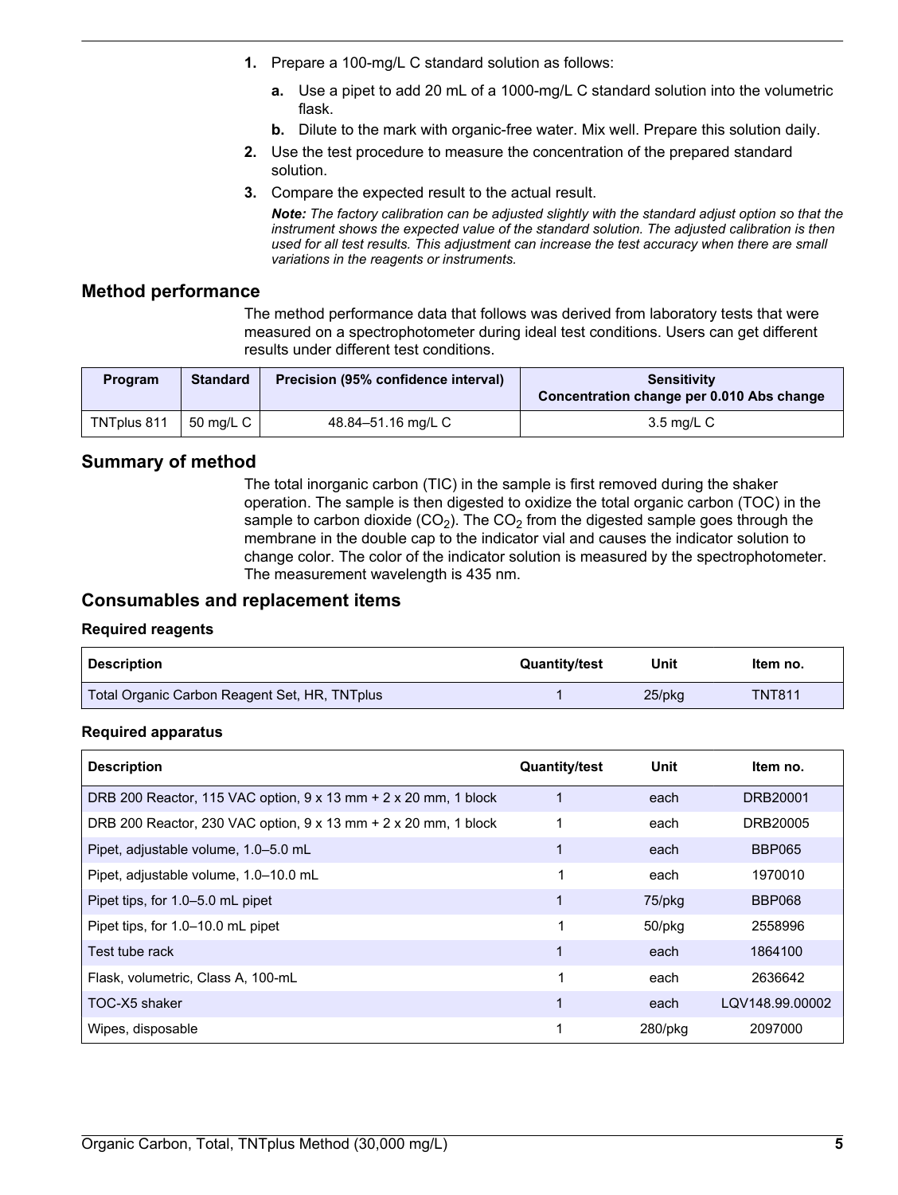1. Prepare a 100-mg/L C standard solution as follows:
   a. Use a pipet to add 20 mL of a 1000-mg/L C standard solution into the volumetric flask.
   b. Dilute to the mark with organic-free water. Mix well. Prepare this solution daily.
2. Use the test procedure to measure the concentration of the prepared standard solution.
3. Compare the expected result to the actual result.

   ***Note:** The factory calibration can be adjusted slightly with the standard adjust option so that the instrument shows the expected value of the standard solution. The adjusted calibration is then used for all test results. This adjustment can increase the test accuracy when there are small variations in the reagents or instruments.*

## Method performance

The method performance data that follows was derived from laboratory tests that were measured on a spectrophotometer during ideal test conditions. Users can get different results under different test conditions.

| Program | Standard | Precision (95% confidence interval) | Sensitivity Concentration change per 0.010 Abs change |
|---|---|---|---|
| TNTplus 811 | 50 mg/L C | 48.84–51.16 mg/L C | 3.5 mg/L C |

## Summary of method

The total inorganic carbon (TIC) in the sample is first removed during the shaker operation. The sample is then digested to oxidize the total organic carbon (TOC) in the sample to carbon dioxide ($CO_2$). The $CO_2$ from the digested sample goes through the membrane in the double cap to the indicator vial and causes the indicator solution to change color. The color of the indicator solution is measured by the spectrophotometer. The measurement wavelength is 435 nm.

## Consumables and replacement items

### Required reagents

| Description | Quantity/test | Unit | Item no. |
|---|---|---|---|
| Total Organic Carbon Reagent Set, HR, TNTplus | 1 | 25/pkg | TNT811 |

### Required apparatus

| Description | Quantity/test | Unit | Item no. |
|---|---|---|---|
| DRB 200 Reactor, 115 VAC option, 9 x 13 mm + 2 x 20 mm, 1 block | 1 | each | DRB20001 |
| DRB 200 Reactor, 230 VAC option, 9 x 13 mm + 2 x 20 mm, 1 block | 1 | each | DRB20005 |
| Pipet, adjustable volume, 1.0–5.0 mL | 1 | each | BBP065 |
| Pipet, adjustable volume, 1.0–10.0 mL | 1 | each | 1970010 |
| Pipet tips, for 1.0–5.0 mL pipet | 1 | 75/pkg | BBP068 |
| Pipet tips, for 1.0–10.0 mL pipet | 1 | 50/pkg | 2558996 |
| Test tube rack | 1 | each | 1864100 |
| Flask, volumetric, Class A, 100-mL | 1 | each | 2636642 |
| TOC-X5 shaker | 1 | each | LQV148.99.00002 |
| Wipes, disposable | 1 | 280/pkg | 2097000 |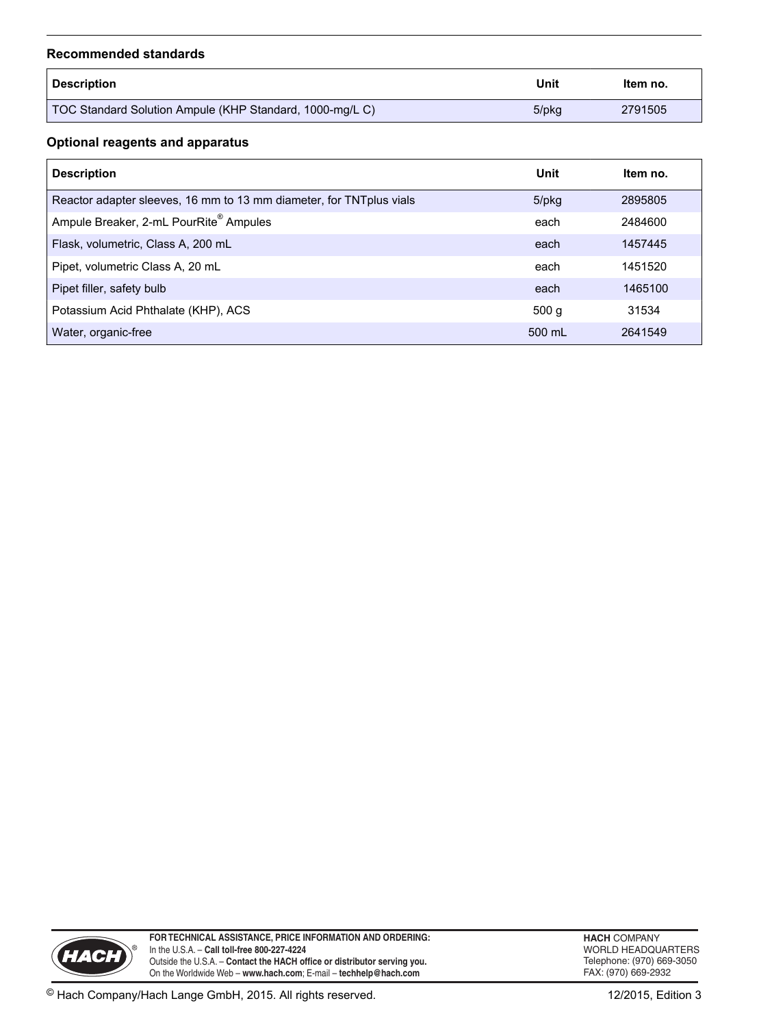### Recommended standards

| Description | Unit | Item no. |
| --- | --- | --- |
| TOC Standard Solution Ampule (KHP Standard, 1000-mg/L C) | 5/pkg | 2791505 |

### Optional reagents and apparatus

| Description | Unit | Item no. |
| --- | --- | --- |
| Reactor adapter sleeves, 16 mm to 13 mm diameter, for TNTplus vials | 5/pkg | 2895805 |
| Ampule Breaker, 2-mL PourRite® Ampules | each | 2484600 |
| Flask, volumetric, Class A, 200 mL | each | 1457445 |
| Pipet, volumetric Class A, 20 mL | each | 1451520 |
| Pipet filler, safety bulb | each | 1465100 |
| Potassium Acid Phthalate (KHP), ACS | 500 g | 31534 |
| Water, organic-free | 500 mL | 2641549 |

**FOR TECHNICAL ASSISTANCE, PRICE INFORMATION AND ORDERING:**
In the U.S.A. – **Call toll-free 800-227-4224**
Outside the U.S.A. – **Contact the HACH office or distributor serving you.**
On the Worldwide Web – **www.hach.com**; E-mail – **techhelp@hach.com**

**HACH** COMPANY
WORLD HEADQUARTERS
Telephone: (970) 669-3050
FAX: (970) 669-2932

© Hach Company/Hach Lange GmbH, 2015. All rights reserved.

12/2015, Edition 3